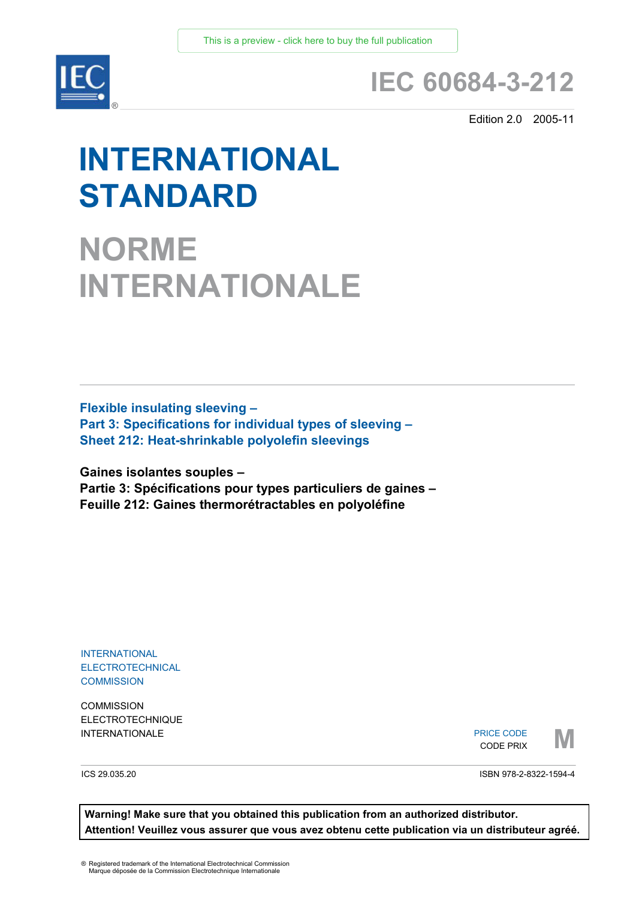This is a preview - click here to buy the full publication

# IEC 60684-3-212

Edition 2.0 2005-11

# INTERNATIONAL STANDARD

# NORME INTERNATIONALE

## Flexible insulating sleeving – Part 3: Specifications for individual types of sleeving – Sheet 212: Heat-shrinkable polyolefin sleevings

## Gaines isolantes souples – Partie 3: Spécifications pour types particuliers de gaines – Feuille 212: Gaines thermorétractables en polyoléfine

INTERNATIONAL ELECTROTECHNICAL COMMISSION

COMMISSION ELECTROTECHNIQUE INTERNATIONALE

PRICE CODE
CODE PRIX **M**

ICS 29.035.20

ISBN 978-2-8322-1594-4

**Warning! Make sure that you obtained this publication from an authorized distributor.**
**Attention! Veuillez vous assurer que vous avez obtenu cette publication via un distributeur agréé.**

® Registered trademark of the International Electrotechnical Commission
Marque déposée de la Commission Electrotechnique Internationale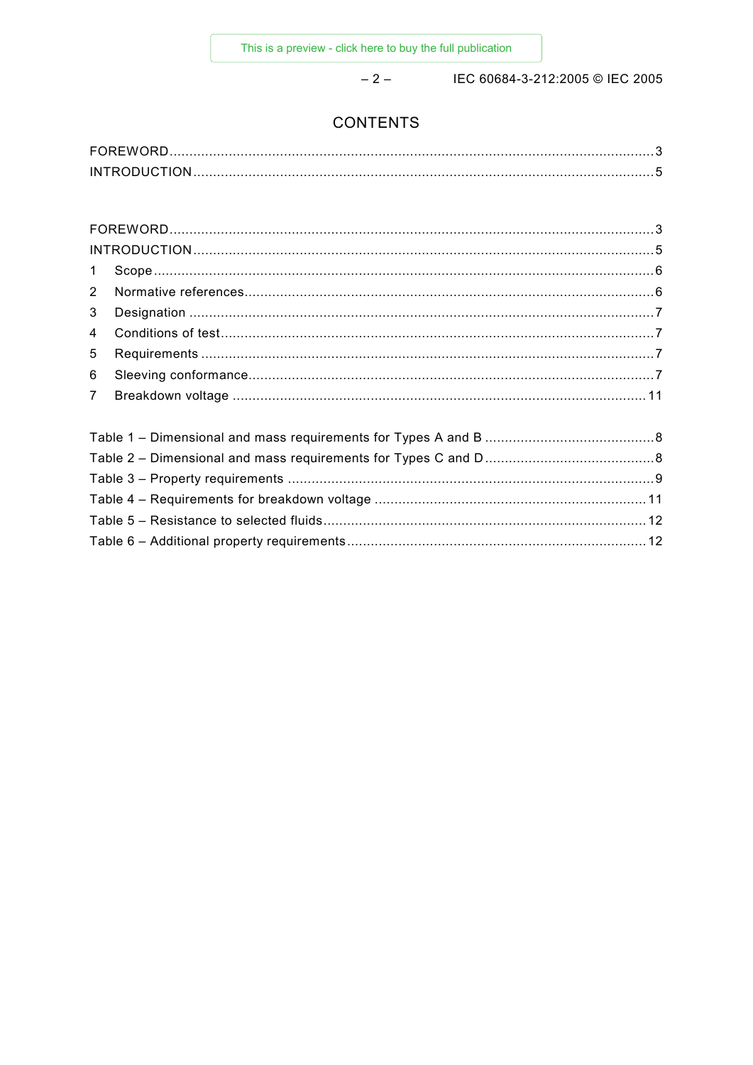# CONTENTS

FOREWORD.......................................................................................................................3
INTRODUCTION.................................................................................................................5

FOREWORD.......................................................................................................................3
INTRODUCTION.................................................................................................................5
1 Scope..........................................................................................................................6
2 Normative references.....................................................................................................6
3 Designation .................................................................................................................7
4 Conditions of test..........................................................................................................7
5 Requirements ...............................................................................................................7
6 Sleeving conformance....................................................................................................7
7 Breakdown voltage ......................................................................................................11

Table 1 – Dimensional and mass requirements for Types A and B ..........................................8
Table 2 – Dimensional and mass requirements for Types C and D..........................................8
Table 3 – Property requirements ..........................................................................................9
Table 4 – Requirements for breakdown voltage ...................................................................11
Table 5 – Resistance to selected fluids................................................................................12
Table 6 – Additional property requirements..........................................................................12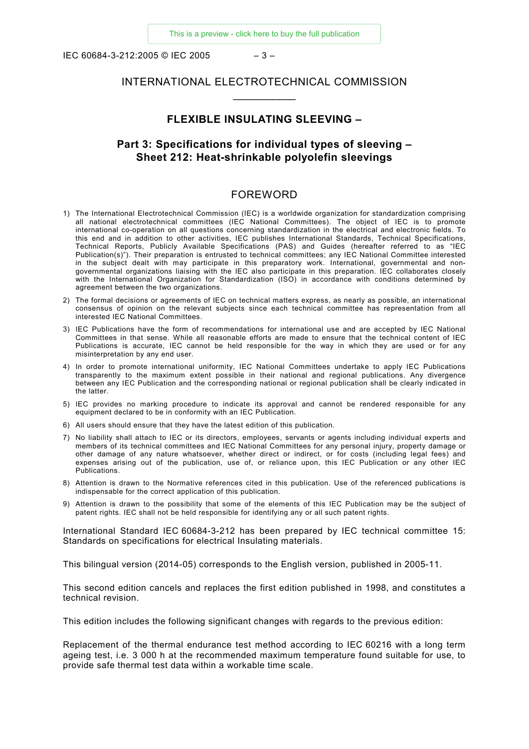# INTERNATIONAL ELECTROTECHNICAL COMMISSION

___________

## FLEXIBLE INSULATING SLEEVING –

## Part 3: Specifications for individual types of sleeving – Sheet 212: Heat-shrinkable polyolefin sleevings

## FOREWORD

1) The International Electrotechnical Commission (IEC) is a worldwide organization for standardization comprising all national electrotechnical committees (IEC National Committees). The object of IEC is to promote international co-operation on all questions concerning standardization in the electrical and electronic fields. To this end and in addition to other activities, IEC publishes International Standards, Technical Specifications, Technical Reports, Publicly Available Specifications (PAS) and Guides (hereafter referred to as "IEC Publication(s)"). Their preparation is entrusted to technical committees; any IEC National Committee interested in the subject dealt with may participate in this preparatory work. International, governmental and non-governmental organizations liaising with the IEC also participate in this preparation. IEC collaborates closely with the International Organization for Standardization (ISO) in accordance with conditions determined by agreement between the two organizations.
2) The formal decisions or agreements of IEC on technical matters express, as nearly as possible, an international consensus of opinion on the relevant subjects since each technical committee has representation from all interested IEC National Committees.
3) IEC Publications have the form of recommendations for international use and are accepted by IEC National Committees in that sense. While all reasonable efforts are made to ensure that the technical content of IEC Publications is accurate, IEC cannot be held responsible for the way in which they are used or for any misinterpretation by any end user.
4) In order to promote international uniformity, IEC National Committees undertake to apply IEC Publications transparently to the maximum extent possible in their national and regional publications. Any divergence between any IEC Publication and the corresponding national or regional publication shall be clearly indicated in the latter.
5) IEC provides no marking procedure to indicate its approval and cannot be rendered responsible for any equipment declared to be in conformity with an IEC Publication.
6) All users should ensure that they have the latest edition of this publication.
7) No liability shall attach to IEC or its directors, employees, servants or agents including individual experts and members of its technical committees and IEC National Committees for any personal injury, property damage or other damage of any nature whatsoever, whether direct or indirect, or for costs (including legal fees) and expenses arising out of the publication, use of, or reliance upon, this IEC Publication or any other IEC Publications.
8) Attention is drawn to the Normative references cited in this publication. Use of the referenced publications is indispensable for the correct application of this publication.
9) Attention is drawn to the possibility that some of the elements of this IEC Publication may be the subject of patent rights. IEC shall not be held responsible for identifying any or all such patent rights.

International Standard IEC 60684-3-212 has been prepared by IEC technical committee 15: Standards on specifications for electrical Insulating materials.

This bilingual version (2014-05) corresponds to the English version, published in 2005-11.

This second edition cancels and replaces the first edition published in 1998, and constitutes a technical revision.

This edition includes the following significant changes with regards to the previous edition:

Replacement of the thermal endurance test method according to IEC 60216 with a long term ageing test, i.e. 3 000 h at the recommended maximum temperature found suitable for use, to provide safe thermal test data within a workable time scale.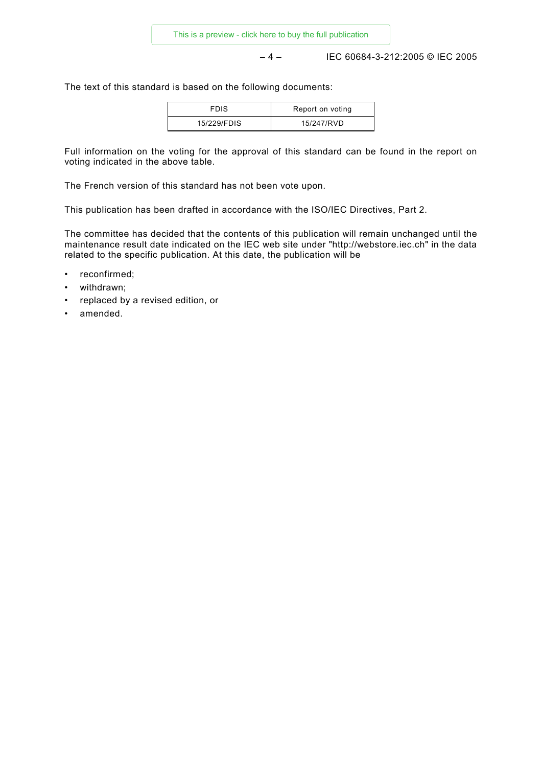The text of this standard is based on the following documents:

| FDIS | Report on voting |
|---|---|
| 15/229/FDIS | 15/247/RVD |

Full information on the voting for the approval of this standard can be found in the report on voting indicated in the above table.

The French version of this standard has not been vote upon.

This publication has been drafted in accordance with the ISO/IEC Directives, Part 2.

The committee has decided that the contents of this publication will remain unchanged until the maintenance result date indicated on the IEC web site under "http://webstore.iec.ch" in the data related to the specific publication. At this date, the publication will be

- reconfirmed;
- withdrawn;
- replaced by a revised edition, or
- amended.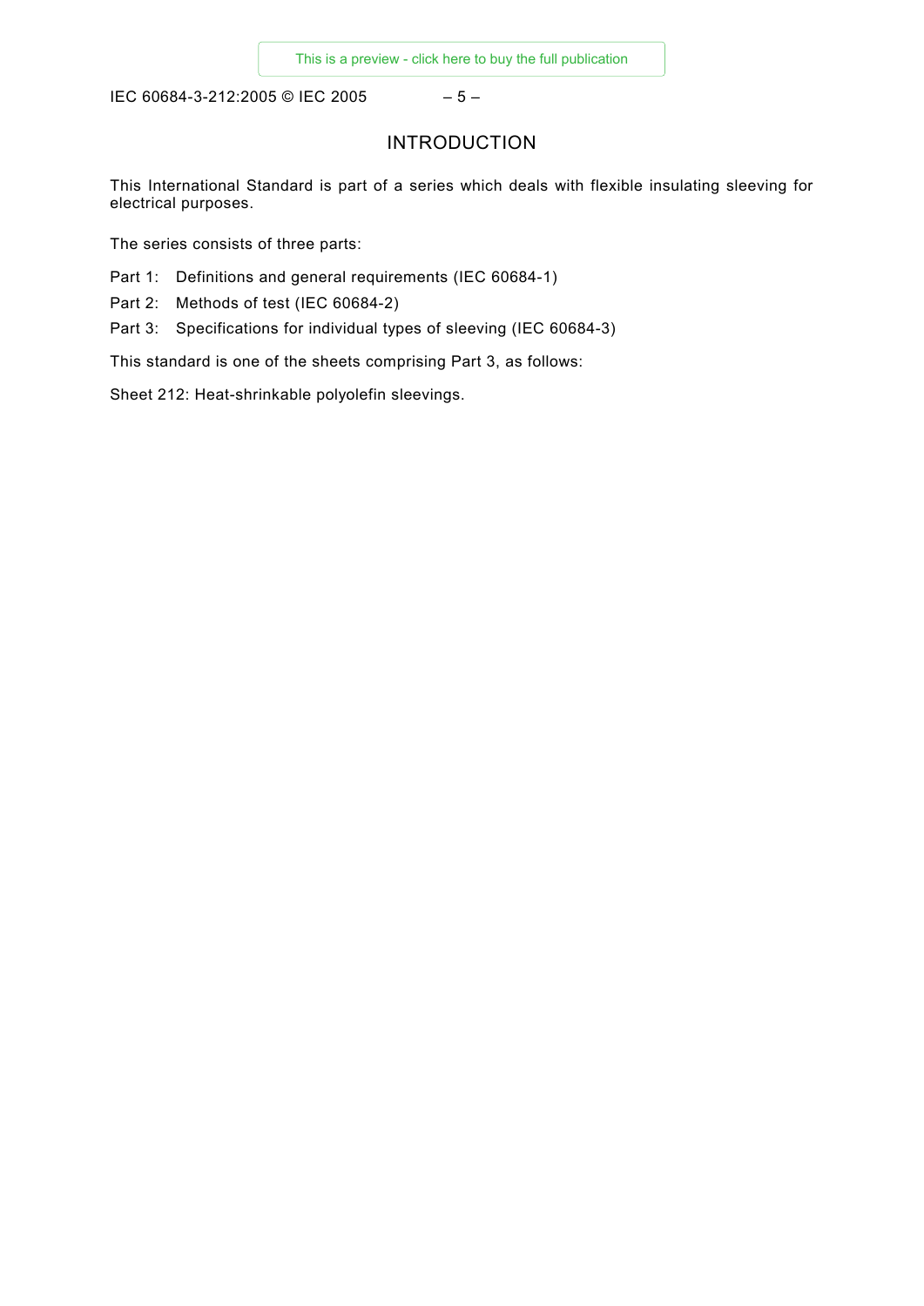# INTRODUCTION

This International Standard is part of a series which deals with flexible insulating sleeving for electrical purposes.

The series consists of three parts:

Part 1: Definitions and general requirements (IEC 60684-1)

Part 2: Methods of test (IEC 60684-2)

Part 3: Specifications for individual types of sleeving (IEC 60684-3)

This standard is one of the sheets comprising Part 3, as follows:

Sheet 212: Heat-shrinkable polyolefin sleevings.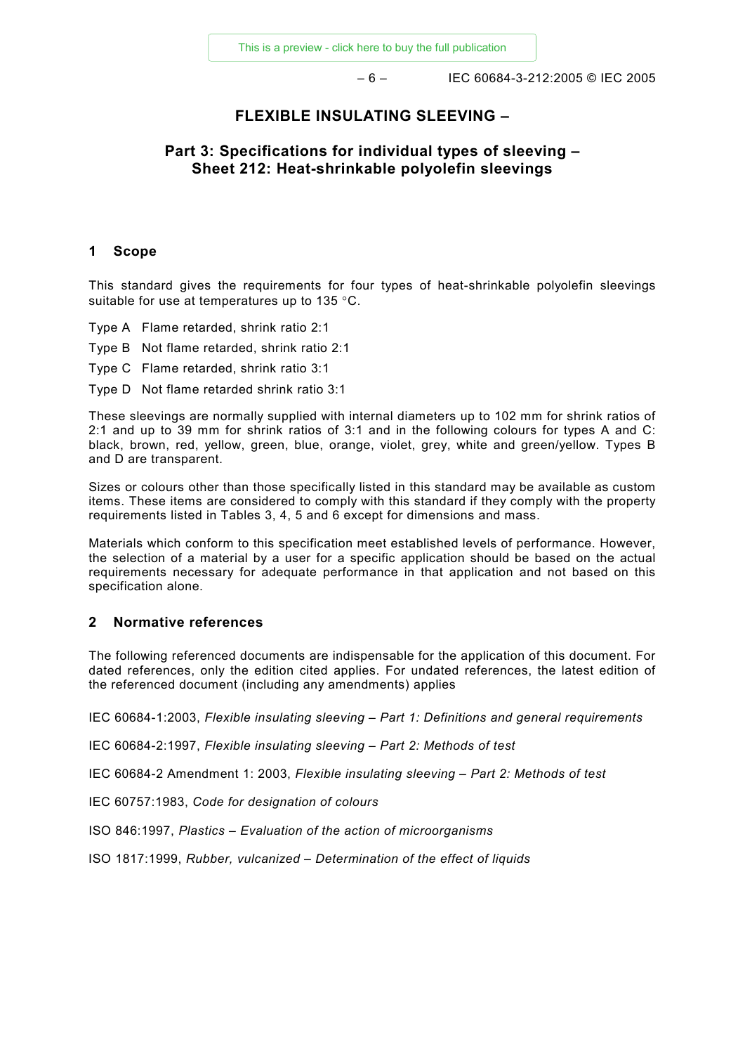# FLEXIBLE INSULATING SLEEVING –

## Part 3: Specifications for individual types of sleeving – Sheet 212: Heat-shrinkable polyolefin sleevings

## 1 Scope

This standard gives the requirements for four types of heat-shrinkable polyolefin sleevings suitable for use at temperatures up to 135 °C.

Type A Flame retarded, shrink ratio 2:1

Type B Not flame retarded, shrink ratio 2:1

Type C Flame retarded, shrink ratio 3:1

Type D Not flame retarded shrink ratio 3:1

These sleevings are normally supplied with internal diameters up to 102 mm for shrink ratios of 2:1 and up to 39 mm for shrink ratios of 3:1 and in the following colours for types A and C: black, brown, red, yellow, green, blue, orange, violet, grey, white and green/yellow. Types B and D are transparent.

Sizes or colours other than those specifically listed in this standard may be available as custom items. These items are considered to comply with this standard if they comply with the property requirements listed in Tables 3, 4, 5 and 6 except for dimensions and mass.

Materials which conform to this specification meet established levels of performance. However, the selection of a material by a user for a specific application should be based on the actual requirements necessary for adequate performance in that application and not based on this specification alone.

## 2 Normative references

The following referenced documents are indispensable for the application of this document. For dated references, only the edition cited applies. For undated references, the latest edition of the referenced document (including any amendments) applies

IEC 60684-1:2003, *Flexible insulating sleeving – Part 1: Definitions and general requirements*

IEC 60684-2:1997, *Flexible insulating sleeving – Part 2: Methods of test*

IEC 60684-2 Amendment 1: 2003, *Flexible insulating sleeving – Part 2: Methods of test*

IEC 60757:1983, *Code for designation of colours*

ISO 846:1997, *Plastics – Evaluation of the action of microorganisms*

ISO 1817:1999, *Rubber, vulcanized – Determination of the effect of liquids*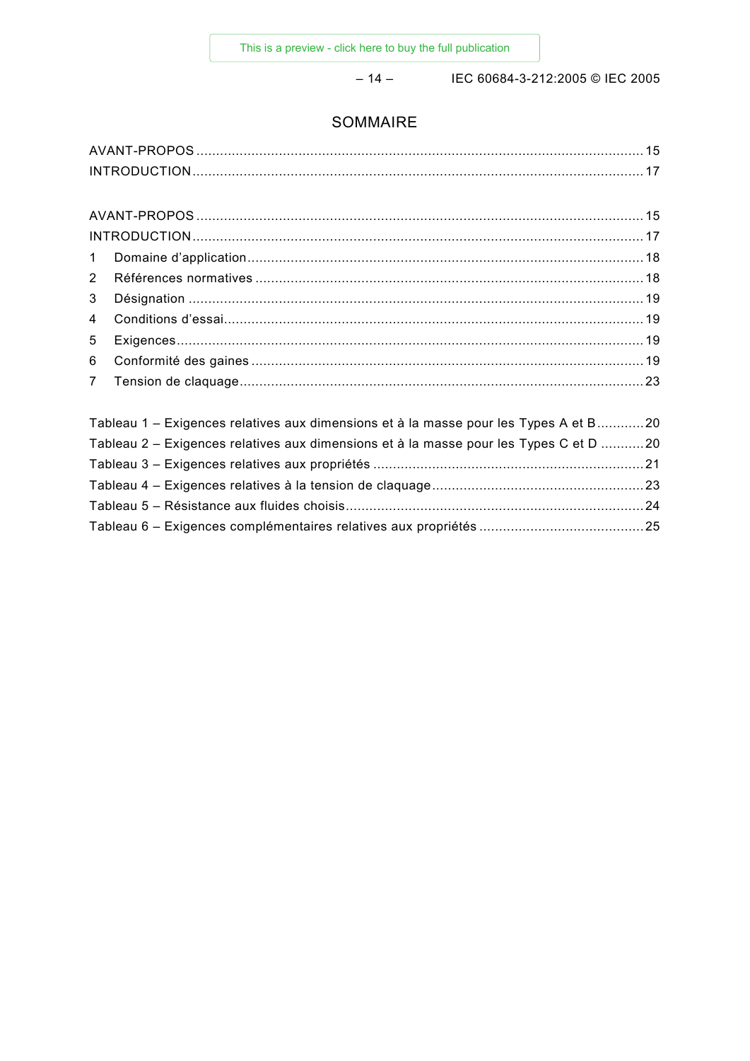# SOMMAIRE

AVANT-PROPOS ........................................................................................................................ 15
INTRODUCTION ...................................................................................................................... 17

AVANT-PROPOS ........................................................................................................................ 15
INTRODUCTION ...................................................................................................................... 17
1 Domaine d'application ......................................................................................................... 18
2 Références normatives ........................................................................................................ 18
3 Désignation ......................................................................................................................... 19
4 Conditions d'essai ............................................................................................................... 19
5 Exigences ............................................................................................................................ 19
6 Conformité des gaines ......................................................................................................... 19
7 Tension de claquage ............................................................................................................ 23

Tableau 1 – Exigences relatives aux dimensions et à la masse pour les Types A et B ............ 20
Tableau 2 – Exigences relatives aux dimensions et à la masse pour les Types C et D ........... 20
Tableau 3 – Exigences relatives aux propriétés ..................................................................... 21
Tableau 4 – Exigences relatives à la tension de claquage ...................................................... 23
Tableau 5 – Résistance aux fluides choisis ............................................................................ 24
Tableau 6 – Exigences complémentaires relatives aux propriétés .......................................... 25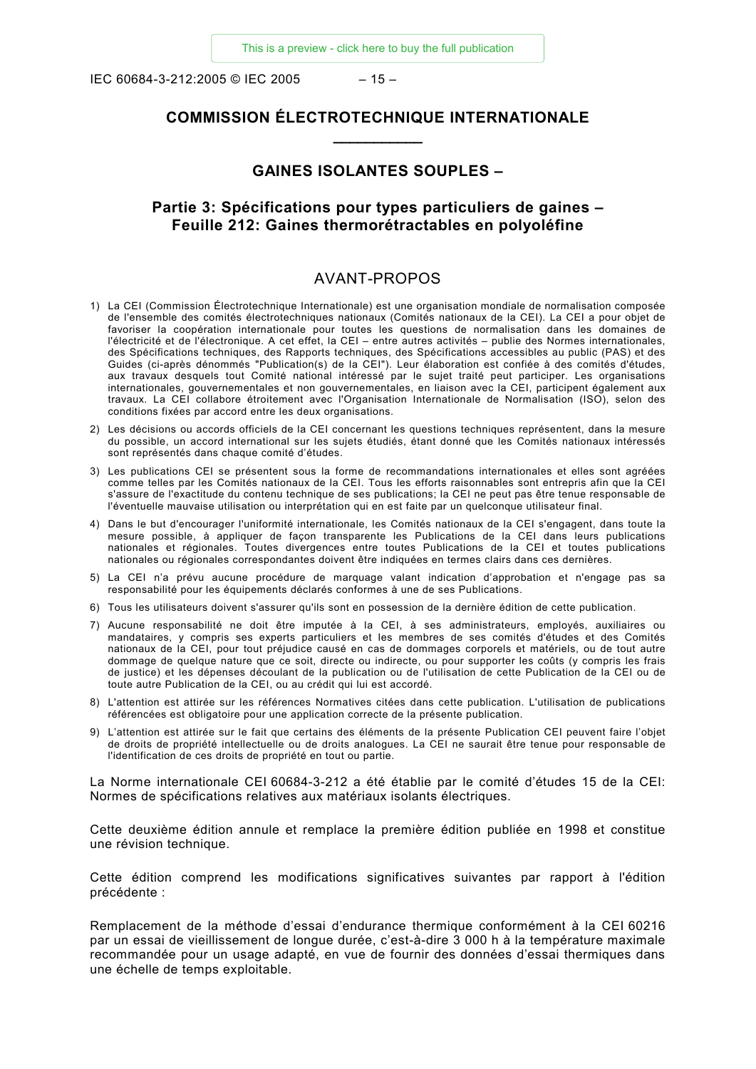# COMMISSION ÉLECTROTECHNIQUE INTERNATIONALE

___________

## GAINES ISOLANTES SOUPLES –

## Partie 3: Spécifications pour types particuliers de gaines – Feuille 212: Gaines thermorétractables en polyoléfine

## AVANT-PROPOS

1) La CEI (Commission Électrotechnique Internationale) est une organisation mondiale de normalisation composée de l'ensemble des comités électrotechniques nationaux (Comités nationaux de la CEI). La CEI a pour objet de favoriser la coopération internationale pour toutes les questions de normalisation dans les domaines de l'électricité et de l'électronique. A cet effet, la CEI – entre autres activités – publie des Normes internationales, des Spécifications techniques, des Rapports techniques, des Spécifications accessibles au public (PAS) et des Guides (ci-après dénommés "Publication(s) de la CEI"). Leur élaboration est confiée à des comités d'études, aux travaux desquels tout Comité national intéressé par le sujet traité peut participer. Les organisations internationales, gouvernementales et non gouvernementales, en liaison avec la CEI, participent également aux travaux. La CEI collabore étroitement avec l'Organisation Internationale de Normalisation (ISO), selon des conditions fixées par accord entre les deux organisations.
2) Les décisions ou accords officiels de la CEI concernant les questions techniques représentent, dans la mesure du possible, un accord international sur les sujets étudiés, étant donné que les Comités nationaux intéressés sont représentés dans chaque comité d'études.
3) Les publications CEI se présentent sous la forme de recommandations internationales et elles sont agréées comme telles par les Comités nationaux de la CEI. Tous les efforts raisonnables sont entrepris afin que la CEI s'assure de l'exactitude du contenu technique de ses publications; la CEI ne peut pas être tenue responsable de l'éventuelle mauvaise utilisation ou interprétation qui en est faite par un quelconque utilisateur final.
4) Dans le but d'encourager l'uniformité internationale, les Comités nationaux de la CEI s'engagent, dans toute la mesure possible, à appliquer de façon transparente les Publications de la CEI dans leurs publications nationales et régionales. Toutes divergences entre toutes Publications de la CEI et toutes publications nationales ou régionales correspondantes doivent être indiquées en termes clairs dans ces dernières.
5) La CEI n'a prévu aucune procédure de marquage valant indication d'approbation et n'engage pas sa responsabilité pour les équipements déclarés conformes à une de ses Publications.
6) Tous les utilisateurs doivent s'assurer qu'ils sont en possession de la dernière édition de cette publication.
7) Aucune responsabilité ne doit être imputée à la CEI, à ses administrateurs, employés, auxiliaires ou mandataires, y compris ses experts particuliers et les membres de ses comités d'études et des Comités nationaux de la CEI, pour tout préjudice causé en cas de dommages corporels et matériels, ou de tout autre dommage de quelque nature que ce soit, directe ou indirecte, ou pour supporter les coûts (y compris les frais de justice) et les dépenses découlant de la publication ou de l'utilisation de cette Publication de la CEI ou de toute autre Publication de la CEI, ou au crédit qui lui est accordé.
8) L'attention est attirée sur les références Normatives citées dans cette publication. L'utilisation de publications référencées est obligatoire pour une application correcte de la présente publication.
9) L'attention est attirée sur le fait que certains des éléments de la présente Publication CEI peuvent faire l'objet de droits de propriété intellectuelle ou de droits analogues. La CEI ne saurait être tenue pour responsable de l'identification de ces droits de propriété en tout ou partie.

La Norme internationale CEI 60684-3-212 a été établie par le comité d'études 15 de la CEI: Normes de spécifications relatives aux matériaux isolants électriques.

Cette deuxième édition annule et remplace la première édition publiée en 1998 et constitue une révision technique.

Cette édition comprend les modifications significatives suivantes par rapport à l'édition précédente :

Remplacement de la méthode d'essai d'endurance thermique conformément à la CEI 60216 par un essai de vieillissement de longue durée, c'est-à-dire 3 000 h à la température maximale recommandée pour un usage adapté, en vue de fournir des données d'essai thermiques dans une échelle de temps exploitable.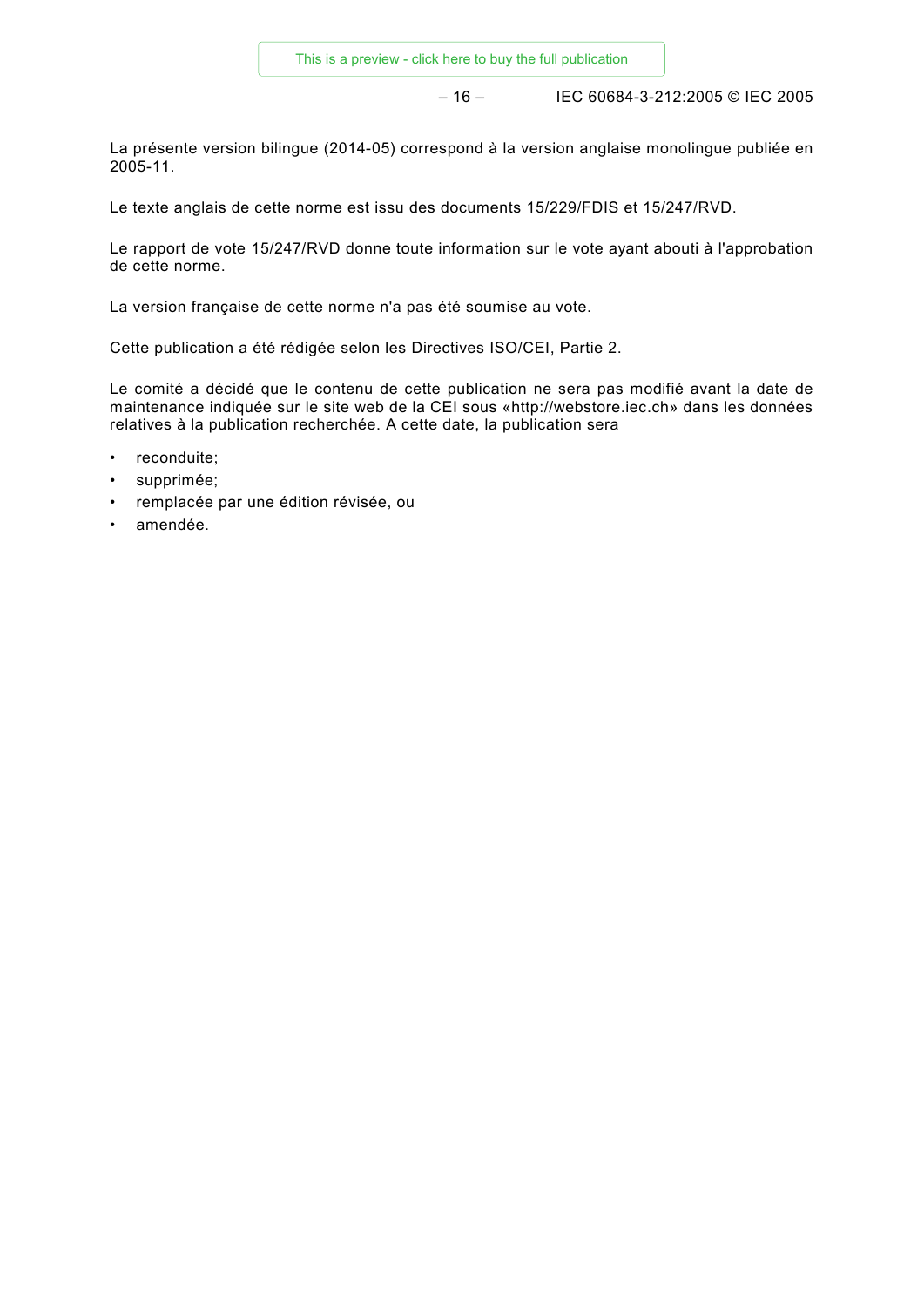La présente version bilingue (2014-05) correspond à la version anglaise monolingue publiée en 2005-11.

Le texte anglais de cette norme est issu des documents 15/229/FDIS et 15/247/RVD.

Le rapport de vote 15/247/RVD donne toute information sur le vote ayant abouti à l'approbation de cette norme.

La version française de cette norme n'a pas été soumise au vote.

Cette publication a été rédigée selon les Directives ISO/CEI, Partie 2.

Le comité a décidé que le contenu de cette publication ne sera pas modifié avant la date de maintenance indiquée sur le site web de la CEI sous «http://webstore.iec.ch» dans les données relatives à la publication recherchée. A cette date, la publication sera

- reconduite;
- supprimée;
- remplacée par une édition révisée, ou
- amendée.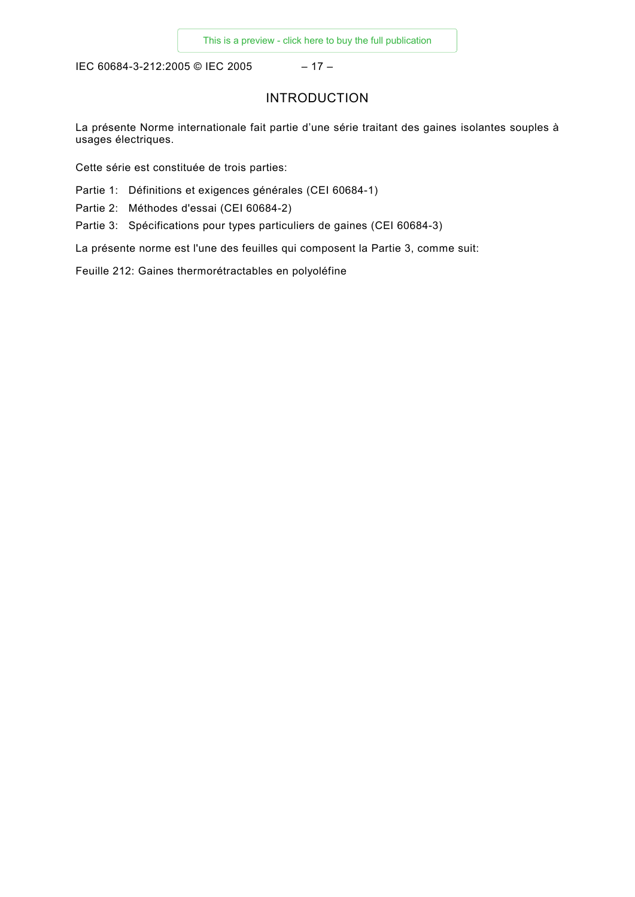# INTRODUCTION

La présente Norme internationale fait partie d'une série traitant des gaines isolantes souples à usages électriques.

Cette série est constituée de trois parties:

Partie 1: Définitions et exigences générales (CEI 60684-1)

Partie 2: Méthodes d'essai (CEI 60684-2)

Partie 3: Spécifications pour types particuliers de gaines (CEI 60684-3)

La présente norme est l'une des feuilles qui composent la Partie 3, comme suit:

Feuille 212: Gaines thermorétractables en polyoléfine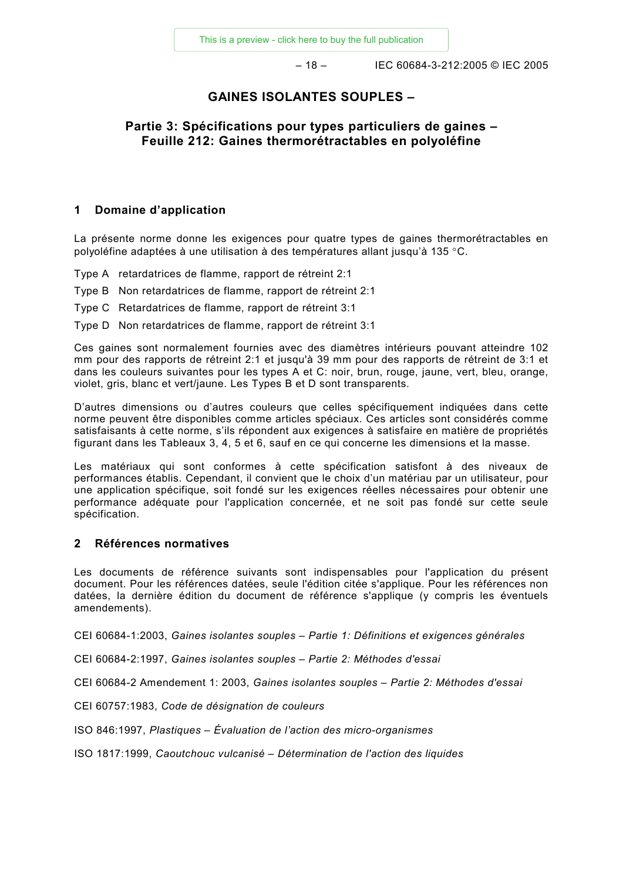# GAINES ISOLANTES SOUPLES –

## Partie 3: Spécifications pour types particuliers de gaines – Feuille 212: Gaines thermorétractables en polyoléfine

## 1 Domaine d'application

La présente norme donne les exigences pour quatre types de gaines thermorétractables en polyoléfine adaptées à une utilisation à des températures allant jusqu'à 135 °C.

Type A retardatrices de flamme, rapport de rétreint 2:1

Type B Non retardatrices de flamme, rapport de rétreint 2:1

Type C Retardatrices de flamme, rapport de rétreint 3:1

Type D Non retardatrices de flamme, rapport de rétreint 3:1

Ces gaines sont normalement fournies avec des diamètres intérieurs pouvant atteindre 102 mm pour des rapports de rétreint 2:1 et jusqu'à 39 mm pour des rapports de rétreint de 3:1 et dans les couleurs suivantes pour les types A et C: noir, brun, rouge, jaune, vert, bleu, orange, violet, gris, blanc et vert/jaune. Les Types B et D sont transparents.

D'autres dimensions ou d'autres couleurs que celles spécifiquement indiquées dans cette norme peuvent être disponibles comme articles spéciaux. Ces articles sont considérés comme satisfaisants à cette norme, s'ils répondent aux exigences à satisfaire en matière de propriétés figurant dans les Tableaux 3, 4, 5 et 6, sauf en ce qui concerne les dimensions et la masse.

Les matériaux qui sont conformes à cette spécification satisfont à des niveaux de performances établis. Cependant, il convient que le choix d'un matériau par un utilisateur, pour une application spécifique, soit fondé sur les exigences réelles nécessaires pour obtenir une performance adéquate pour l'application concernée, et ne soit pas fondé sur cette seule spécification.

## 2 Références normatives

Les documents de référence suivants sont indispensables pour l'application du présent document. Pour les références datées, seule l'édition citée s'applique. Pour les références non datées, la dernière édition du document de référence s'applique (y compris les éventuels amendements).

CEI 60684-1:2003, *Gaines isolantes souples – Partie 1: Définitions et exigences générales*

CEI 60684-2:1997, *Gaines isolantes souples – Partie 2: Méthodes d'essai*

CEI 60684-2 Amendement 1: 2003, *Gaines isolantes souples – Partie 2: Méthodes d'essai*

CEI 60757:1983, *Code de désignation de couleurs*

ISO 846:1997, *Plastiques – Évaluation de l'action des micro-organismes*

ISO 1817:1999, *Caoutchouc vulcanisé – Détermination de l'action des liquides*